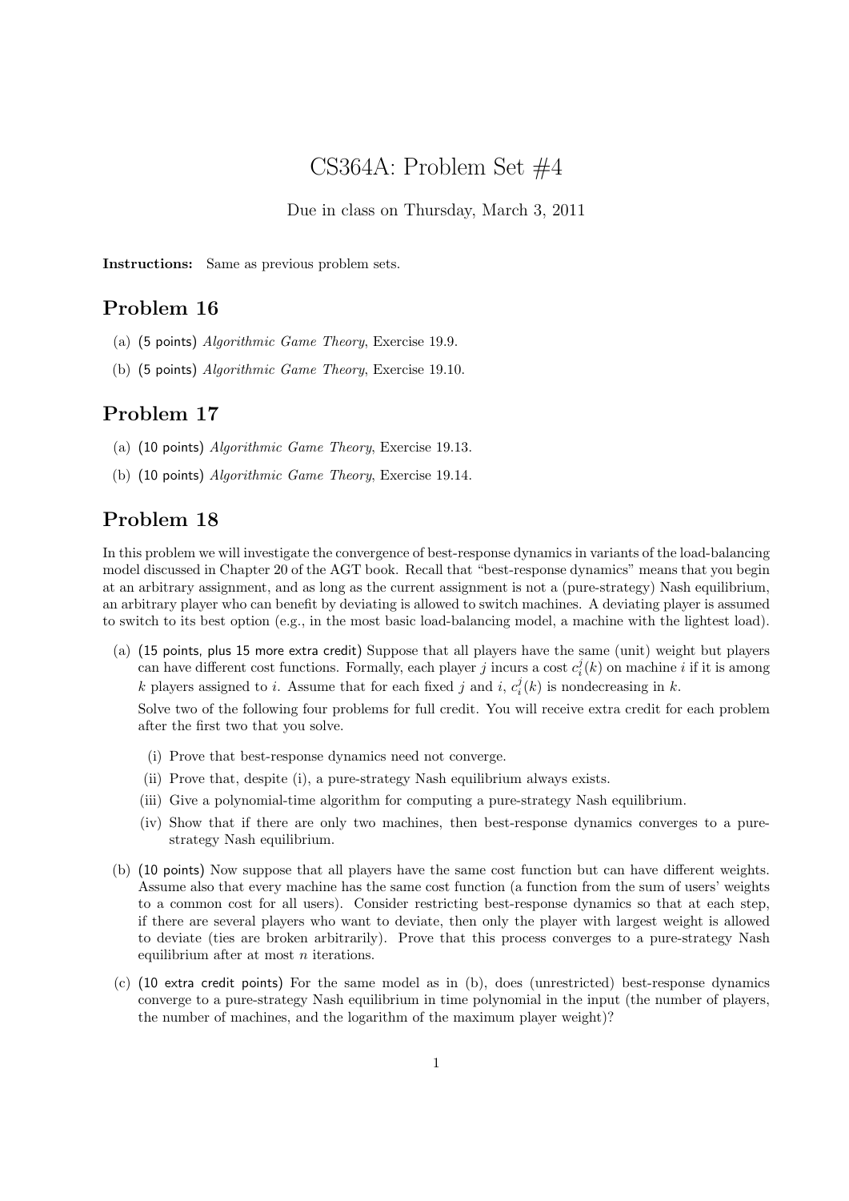# CS364A: Problem Set #4

Due in class on Thursday, March 3, 2011

**Instructions:** Same as previous problem sets.

## Problem 16

(a) (5 points) *Algorithmic Game Theory*, Exercise 19.9.

(b) (5 points) *Algorithmic Game Theory*, Exercise 19.10.

## Problem 17

(a) (10 points) *Algorithmic Game Theory*, Exercise 19.13.

(b) (10 points) *Algorithmic Game Theory*, Exercise 19.14.

## Problem 18

In this problem we will investigate the convergence of best-response dynamics in variants of the load-balancing model discussed in Chapter 20 of the AGT book. Recall that "best-response dynamics" means that you begin at an arbitrary assignment, and as long as the current assignment is not a (pure-strategy) Nash equilibrium, an arbitrary player who can benefit by deviating is allowed to switch machines. A deviating player is assumed to switch to its best option (e.g., in the most basic load-balancing model, a machine with the lightest load).

(a) (15 points, plus 15 more extra credit) Suppose that all players have the same (unit) weight but players can have different cost functions. Formally, each player $j$ incurs a cost $c_i^j(k)$ on machine $i$ if it is among $k$ players assigned to $i$. Assume that for each fixed $j$ and $i$, $c_i^j(k)$ is nondecreasing in $k$.

Solve two of the following four problems for full credit. You will receive extra credit for each problem after the first two that you solve.

   (i) Prove that best-response dynamics need not converge.

   (ii) Prove that, despite (i), a pure-strategy Nash equilibrium always exists.

   (iii) Give a polynomial-time algorithm for computing a pure-strategy Nash equilibrium.

   (iv) Show that if there are only two machines, then best-response dynamics converges to a pure-strategy Nash equilibrium.

(b) (10 points) Now suppose that all players have the same cost function but can have different weights. Assume also that every machine has the same cost function (a function from the sum of users' weights to a common cost for all users). Consider restricting best-response dynamics so that at each step, if there are several players who want to deviate, then only the player with largest weight is allowed to deviate (ties are broken arbitrarily). Prove that this process converges to a pure-strategy Nash equilibrium after at most $n$ iterations.

(c) (10 extra credit points) For the same model as in (b), does (unrestricted) best-response dynamics converge to a pure-strategy Nash equilibrium in time polynomial in the input (the number of players, the number of machines, and the logarithm of the maximum player weight)?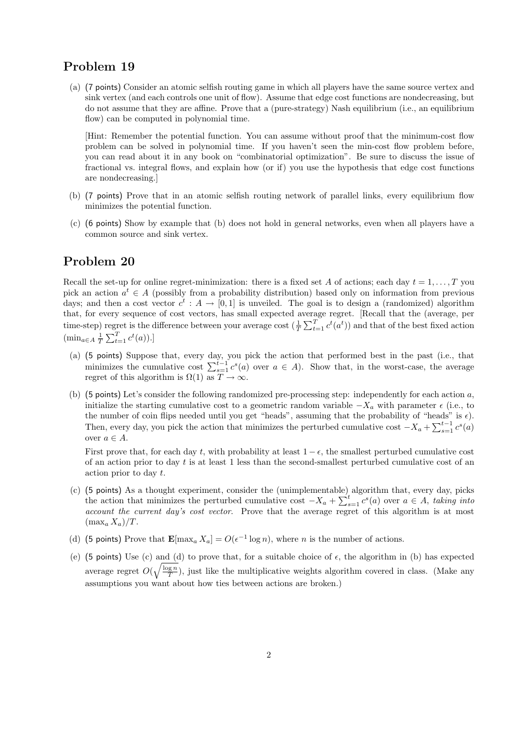## Problem 19

(a) (7 points) Consider an atomic selfish routing game in which all players have the same source vertex and sink vertex (and each controls one unit of flow). Assume that edge cost functions are nondecreasing, but do not assume that they are affine. Prove that a (pure-strategy) Nash equilibrium (i.e., an equilibrium flow) can be computed in polynomial time.

[Hint: Remember the potential function. You can assume without proof that the minimum-cost flow problem can be solved in polynomial time. If you haven't seen the min-cost flow problem before, you can read about it in any book on "combinatorial optimization". Be sure to discuss the issue of fractional vs. integral flows, and explain how (or if) you use the hypothesis that edge cost functions are nondecreasing.]

(b) (7 points) Prove that in an atomic selfish routing network of parallel links, every equilibrium flow minimizes the potential function.

(c) (6 points) Show by example that (b) does not hold in general networks, even when all players have a common source and sink vertex.

## Problem 20

Recall the set-up for online regret-minimization: there is a fixed set $A$ of actions; each day $t = 1, \ldots, T$ you pick an action $a^t \in A$ (possibly from a probability distribution) based only on information from previous days; and then a cost vector $c^t : A \to [0, 1]$ is unveiled. The goal is to design a (randomized) algorithm that, for every sequence of cost vectors, has small expected average regret. [Recall that the (average, per time-step) regret is the difference between your average cost ($\frac{1}{T}\sum_{t=1}^{T} c^t(a^t)$) and that of the best fixed action ($\min_{a \in A} \frac{1}{T}\sum_{t=1}^{T} c^t(a)$).]

(a) (5 points) Suppose that, every day, you pick the action that performed best in the past (i.e., that minimizes the cumulative cost $\sum_{s=1}^{t-1} c^s(a)$ over $a \in A$). Show that, in the worst-case, the average regret of this algorithm is $\Omega(1)$ as $T \to \infty$.

(b) (5 points) Let's consider the following randomized pre-processing step: independently for each action $a$, initialize the starting cumulative cost to a geometric random variable $-X_a$ with parameter $\epsilon$ (i.e., to the number of coin flips needed until you get "heads", assuming that the probability of "heads" is $\epsilon$). Then, every day, you pick the action that minimizes the perturbed cumulative cost $-X_a + \sum_{s=1}^{t-1} c^s(a)$ over $a \in A$.

First prove that, for each day $t$, with probability at least $1 - \epsilon$, the smallest perturbed cumulative cost of an action prior to day $t$ is at least 1 less than the second-smallest perturbed cumulative cost of an action prior to day $t$.

(c) (5 points) As a thought experiment, consider the (unimplementable) algorithm that, every day, picks the action that minimizes the perturbed cumulative cost $-X_a + \sum_{s=1}^{t} c^s(a)$ over $a \in A$, *taking into account the current day's cost vector*. Prove that the average regret of this algorithm is at most $(\max_a X_a)/T$.

(d) (5 points) Prove that $\mathbf{E}[\max_a X_a] = O(\epsilon^{-1} \log n)$, where $n$ is the number of actions.

(e) (5 points) Use (c) and (d) to prove that, for a suitable choice of $\epsilon$, the algorithm in (b) has expected average regret $O(\sqrt{\frac{\log n}{T}})$, just like the multiplicative weights algorithm covered in class. (Make any assumptions you want about how ties between actions are broken.)